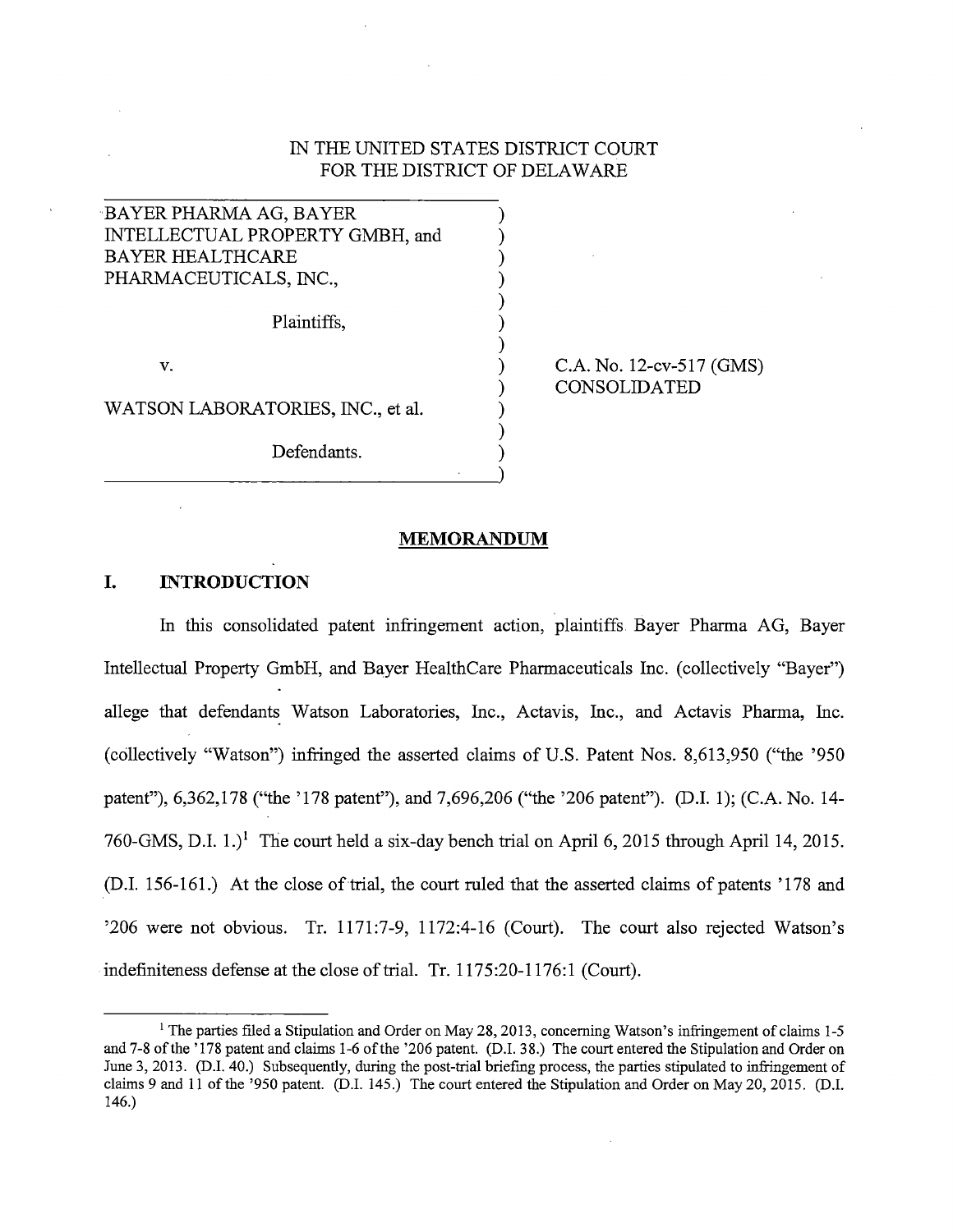IN THE UNITED STATES DISTRICT COURT
FOR THE DISTRICT OF DELAWARE

BAYER PHARMA AG, BAYER INTELLECTUAL PROPERTY GMBH, and BAYER HEALTHCARE PHARMACEUTICALS, INC.,

Plaintiffs,

v.

WATSON LABORATORIES, INC., et al.

Defendants.

C.A. No. 12-cv-517 (GMS)
CONSOLIDATED

## MEMORANDUM

## I. INTRODUCTION

In this consolidated patent infringement action, plaintiffs Bayer Pharma AG, Bayer Intellectual Property GmbH, and Bayer HealthCare Pharmaceuticals Inc. (collectively "Bayer") allege that defendants Watson Laboratories, Inc., Actavis, Inc., and Actavis Pharma, Inc. (collectively "Watson") infringed the asserted claims of U.S. Patent Nos. 8,613,950 ("the '950 patent"), 6,362,178 ("the '178 patent"), and 7,696,206 ("the '206 patent"). (D.I. 1); (C.A. No. 14-760-GMS, D.I. 1.)[1] The court held a six-day bench trial on April 6, 2015 through April 14, 2015. (D.I. 156-161.) At the close of trial, the court ruled that the asserted claims of patents '178 and '206 were not obvious. Tr. 1171:7-9, 1172:4-16 (Court). The court also rejected Watson's indefiniteness defense at the close of trial. Tr. 1175:20-1176:1 (Court).

[1] The parties filed a Stipulation and Order on May 28, 2013, concerning Watson's infringement of claims 1-5 and 7-8 of the '178 patent and claims 1-6 of the '206 patent. (D.I. 38.) The court entered the Stipulation and Order on June 3, 2013. (D.I. 40.) Subsequently, during the post-trial briefing process, the parties stipulated to infringement of claims 9 and 11 of the '950 patent. (D.I. 145.) The court entered the Stipulation and Order on May 20, 2015. (D.I. 146.)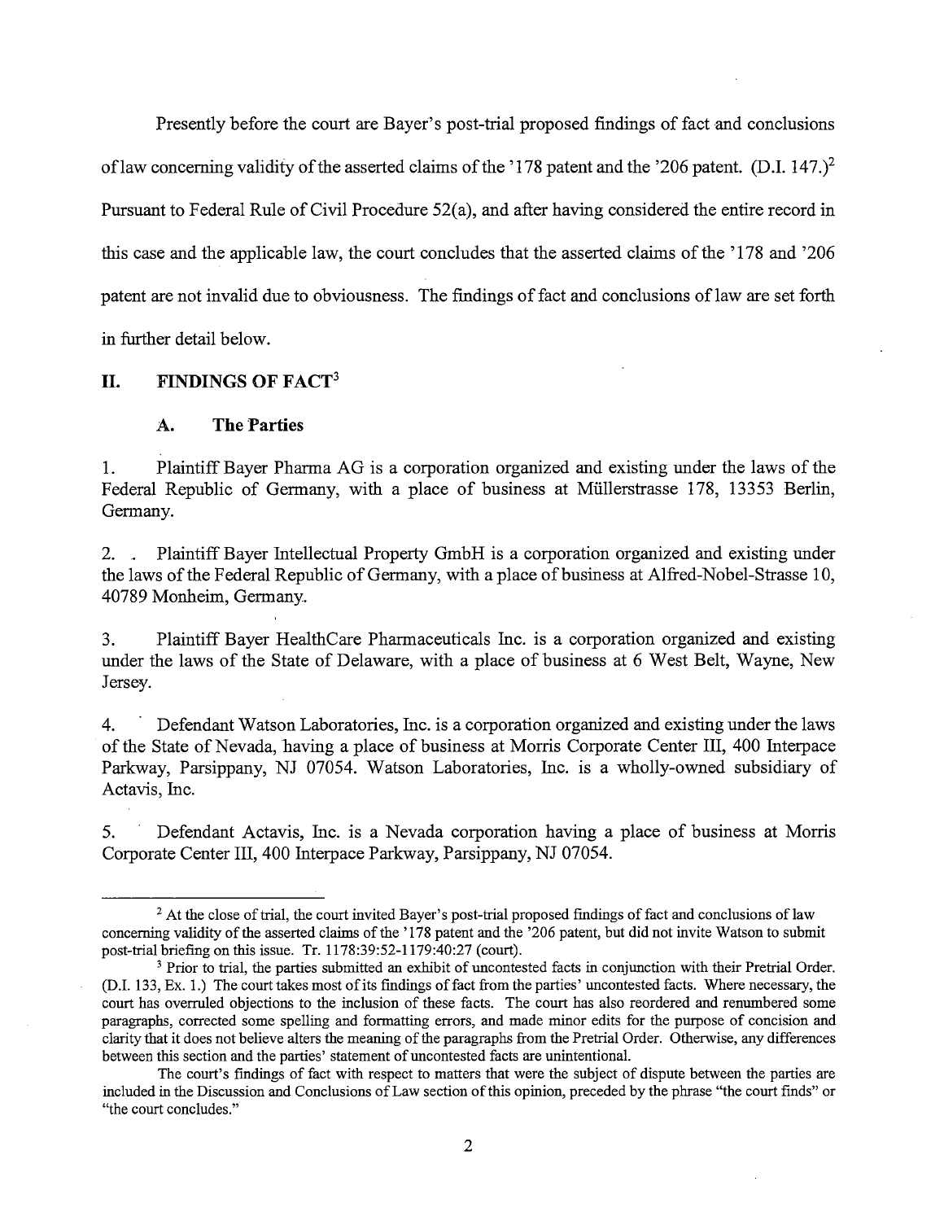Presently before the court are Bayer's post-trial proposed findings of fact and conclusions of law concerning validity of the asserted claims of the '178 patent and the '206 patent. (D.I. 147.)[2] Pursuant to Federal Rule of Civil Procedure 52(a), and after having considered the entire record in this case and the applicable law, the court concludes that the asserted claims of the '178 and '206 patent are not invalid due to obviousness. The findings of fact and conclusions of law are set forth in further detail below.

## II. FINDINGS OF FACT[3]

### A. The Parties

1. Plaintiff Bayer Pharma AG is a corporation organized and existing under the laws of the Federal Republic of Germany, with a place of business at Müllerstrasse 178, 13353 Berlin, Germany.

2. Plaintiff Bayer Intellectual Property GmbH is a corporation organized and existing under the laws of the Federal Republic of Germany, with a place of business at Alfred-Nobel-Strasse 10, 40789 Monheim, Germany.

3. Plaintiff Bayer HealthCare Pharmaceuticals Inc. is a corporation organized and existing under the laws of the State of Delaware, with a place of business at 6 West Belt, Wayne, New Jersey.

4. Defendant Watson Laboratories, Inc. is a corporation organized and existing under the laws of the State of Nevada, having a place of business at Morris Corporate Center III, 400 Interpace Parkway, Parsippany, NJ 07054. Watson Laboratories, Inc. is a wholly-owned subsidiary of Actavis, Inc.

5. Defendant Actavis, Inc. is a Nevada corporation having a place of business at Morris Corporate Center III, 400 Interpace Parkway, Parsippany, NJ 07054.

---

[2] At the close of trial, the court invited Bayer's post-trial proposed findings of fact and conclusions of law concerning validity of the asserted claims of the '178 patent and the '206 patent, but did not invite Watson to submit post-trial briefing on this issue. Tr. 1178:39:52-1179:40:27 (court).

[3] Prior to trial, the parties submitted an exhibit of uncontested facts in conjunction with their Pretrial Order. (D.I. 133, Ex. 1.) The court takes most of its findings of fact from the parties' uncontested facts. Where necessary, the court has overruled objections to the inclusion of these facts. The court has also reordered and renumbered some paragraphs, corrected some spelling and formatting errors, and made minor edits for the purpose of concision and clarity that it does not believe alters the meaning of the paragraphs from the Pretrial Order. Otherwise, any differences between this section and the parties' statement of uncontested facts are unintentional.

The court's findings of fact with respect to matters that were the subject of dispute between the parties are included in the Discussion and Conclusions of Law section of this opinion, preceded by the phrase "the court finds" or "the court concludes."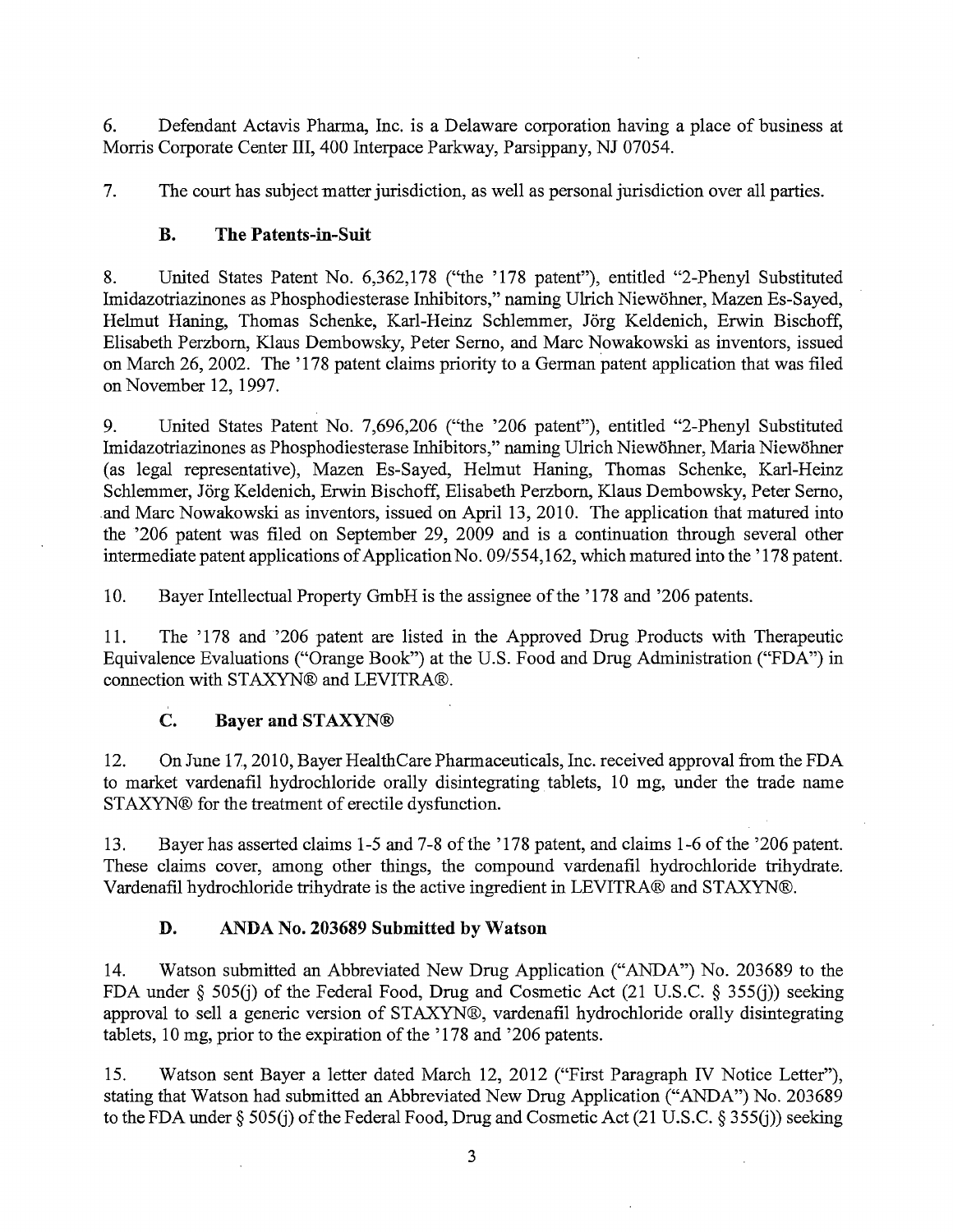6. Defendant Actavis Pharma, Inc. is a Delaware corporation having a place of business at Morris Corporate Center III, 400 Interpace Parkway, Parsippany, NJ 07054.

7. The court has subject matter jurisdiction, as well as personal jurisdiction over all parties.

### B. The Patents-in-Suit

8. United States Patent No. 6,362,178 ("the '178 patent"), entitled "2-Phenyl Substituted Imidazotriazinones as Phosphodiesterase Inhibitors," naming Ulrich Niewöhner, Mazen Es-Sayed, Helmut Haning, Thomas Schenke, Karl-Heinz Schlemmer, Jörg Keldenich, Erwin Bischoff, Elisabeth Perzborn, Klaus Dembowsky, Peter Serno, and Marc Nowakowski as inventors, issued on March 26, 2002. The '178 patent claims priority to a German patent application that was filed on November 12, 1997.

9. United States Patent No. 7,696,206 ("the '206 patent"), entitled "2-Phenyl Substituted Imidazotriazinones as Phosphodiesterase Inhibitors," naming Ulrich Niewöhner, Maria Niewöhner (as legal representative), Mazen Es-Sayed, Helmut Haning, Thomas Schenke, Karl-Heinz Schlemmer, Jörg Keldenich, Erwin Bischoff, Elisabeth Perzborn, Klaus Dembowsky, Peter Serno, and Marc Nowakowski as inventors, issued on April 13, 2010. The application that matured into the '206 patent was filed on September 29, 2009 and is a continuation through several other intermediate patent applications of Application No. 09/554,162, which matured into the '178 patent.

10. Bayer Intellectual Property GmbH is the assignee of the '178 and '206 patents.

11. The '178 and '206 patent are listed in the Approved Drug Products with Therapeutic Equivalence Evaluations ("Orange Book") at the U.S. Food and Drug Administration ("FDA") in connection with STAXYN® and LEVITRA®.

### C. Bayer and STAXYN®

12. On June 17, 2010, Bayer HealthCare Pharmaceuticals, Inc. received approval from the FDA to market vardenafil hydrochloride orally disintegrating tablets, 10 mg, under the trade name STAXYN® for the treatment of erectile dysfunction.

13. Bayer has asserted claims 1-5 and 7-8 of the '178 patent, and claims 1-6 of the '206 patent. These claims cover, among other things, the compound vardenafil hydrochloride trihydrate. Vardenafil hydrochloride trihydrate is the active ingredient in LEVITRA® and STAXYN®.

### D. ANDA No. 203689 Submitted by Watson

14. Watson submitted an Abbreviated New Drug Application ("ANDA") No. 203689 to the FDA under § 505(j) of the Federal Food, Drug and Cosmetic Act (21 U.S.C. § 355(j)) seeking approval to sell a generic version of STAXYN®, vardenafil hydrochloride orally disintegrating tablets, 10 mg, prior to the expiration of the '178 and '206 patents.

15. Watson sent Bayer a letter dated March 12, 2012 ("First Paragraph IV Notice Letter"), stating that Watson had submitted an Abbreviated New Drug Application ("ANDA") No. 203689 to the FDA under § 505(j) of the Federal Food, Drug and Cosmetic Act (21 U.S.C. § 355(j)) seeking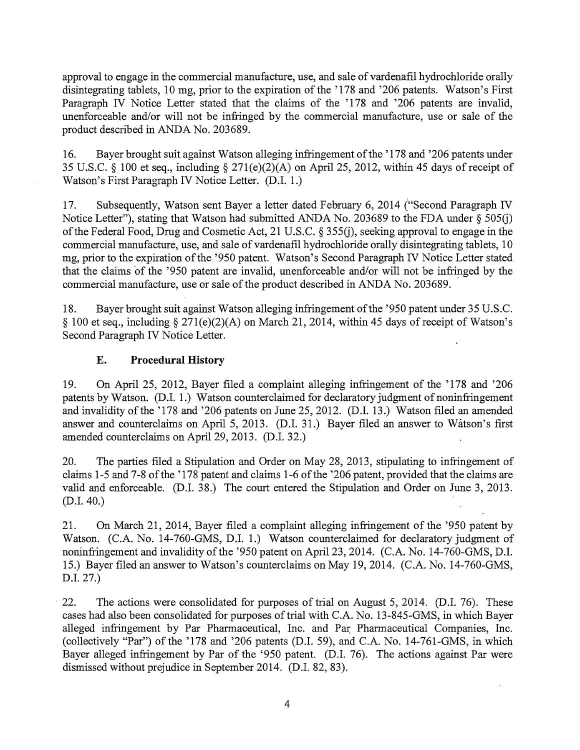approval to engage in the commercial manufacture, use, and sale of vardenafil hydrochloride orally disintegrating tablets, 10 mg, prior to the expiration of the '178 and '206 patents. Watson's First Paragraph IV Notice Letter stated that the claims of the '178 and '206 patents are invalid, unenforceable and/or will not be infringed by the commercial manufacture, use or sale of the product described in ANDA No. 203689.

16. Bayer brought suit against Watson alleging infringement of the '178 and '206 patents under 35 U.S.C. § 100 et seq., including § 271(e)(2)(A) on April 25, 2012, within 45 days of receipt of Watson's First Paragraph IV Notice Letter. (D.I. 1.)

17. Subsequently, Watson sent Bayer a letter dated February 6, 2014 ("Second Paragraph IV Notice Letter"), stating that Watson had submitted ANDA No. 203689 to the FDA under § 505(j) of the Federal Food, Drug and Cosmetic Act, 21 U.S.C. § 355(j), seeking approval to engage in the commercial manufacture, use, and sale of vardenafil hydrochloride orally disintegrating tablets, 10 mg, prior to the expiration of the '950 patent. Watson's Second Paragraph IV Notice Letter stated that the claims of the '950 patent are invalid, unenforceable and/or will not be infringed by the commercial manufacture, use or sale of the product described in ANDA No. 203689.

18. Bayer brought suit against Watson alleging infringement of the '950 patent under 35 U.S.C. § 100 et seq., including § 271(e)(2)(A) on March 21, 2014, within 45 days of receipt of Watson's Second Paragraph IV Notice Letter.

### E. Procedural History

19. On April 25, 2012, Bayer filed a complaint alleging infringement of the '178 and '206 patents by Watson. (D.I. 1.) Watson counterclaimed for declaratory judgment of noninfringement and invalidity of the '178 and '206 patents on June 25, 2012. (D.I. 13.) Watson filed an amended answer and counterclaims on April 5, 2013. (D.I. 31.) Bayer filed an answer to Watson's first amended counterclaims on April 29, 2013. (D.I. 32.)

20. The parties filed a Stipulation and Order on May 28, 2013, stipulating to infringement of claims 1-5 and 7-8 of the '178 patent and claims 1-6 of the '206 patent, provided that the claims are valid and enforceable. (D.I. 38.) The court entered the Stipulation and Order on June 3, 2013. (D.I. 40.)

21. On March 21, 2014, Bayer filed a complaint alleging infringement of the '950 patent by Watson. (C.A. No. 14-760-GMS, D.I. 1.) Watson counterclaimed for declaratory judgment of noninfringement and invalidity of the '950 patent on April 23, 2014. (C.A. No. 14-760-GMS, D.I. 15.) Bayer filed an answer to Watson's counterclaims on May 19, 2014. (C.A. No. 14-760-GMS, D.I. 27.)

22. The actions were consolidated for purposes of trial on August 5, 2014. (D.I. 76). These cases had also been consolidated for purposes of trial with C.A. No. 13-845-GMS, in which Bayer alleged infringement by Par Pharmaceutical, Inc. and Par Pharmaceutical Companies, Inc. (collectively "Par") of the '178 and '206 patents (D.I. 59), and C.A. No. 14-761-GMS, in which Bayer alleged infringement by Par of the '950 patent. (D.I. 76). The actions against Par were dismissed without prejudice in September 2014. (D.I. 82, 83).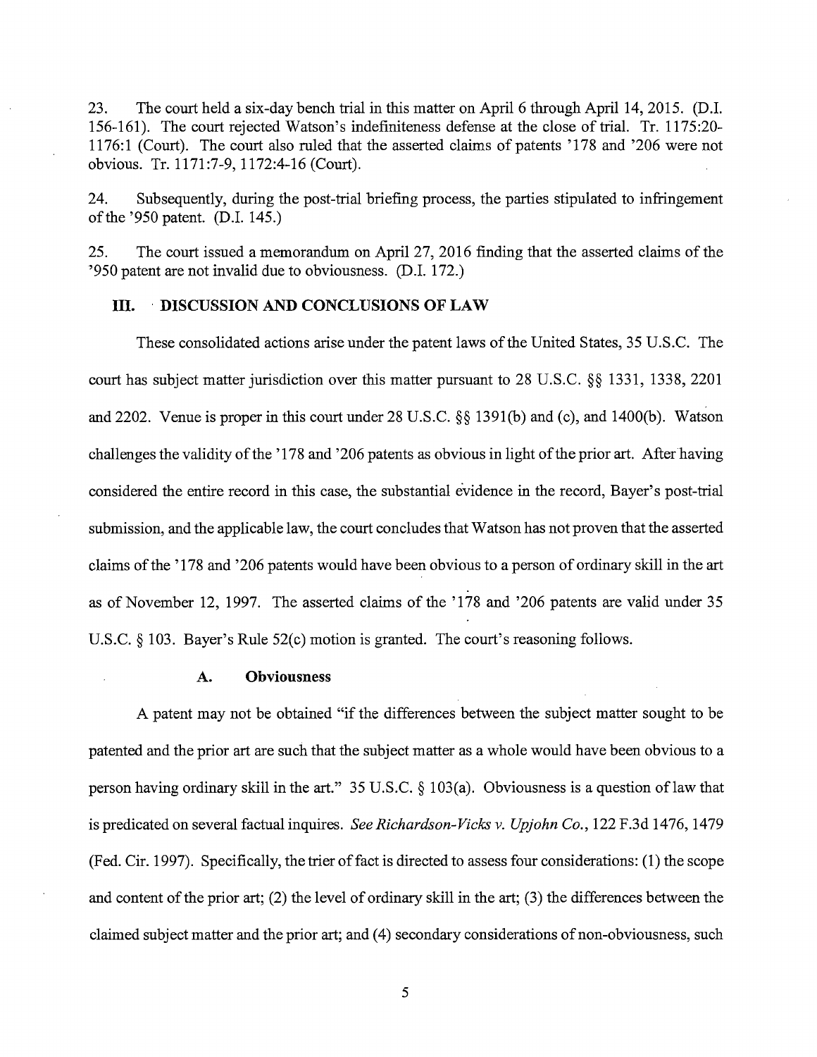23. The court held a six-day bench trial in this matter on April 6 through April 14, 2015. (D.I. 156-161). The court rejected Watson's indefiniteness defense at the close of trial. Tr. 1175:20-1176:1 (Court). The court also ruled that the asserted claims of patents '178 and '206 were not obvious. Tr. 1171:7-9, 1172:4-16 (Court).

24. Subsequently, during the post-trial briefing process, the parties stipulated to infringement of the '950 patent. (D.I. 145.)

25. The court issued a memorandum on April 27, 2016 finding that the asserted claims of the '950 patent are not invalid due to obviousness. (D.I. 172.)

## III. DISCUSSION AND CONCLUSIONS OF LAW

These consolidated actions arise under the patent laws of the United States, 35 U.S.C. The court has subject matter jurisdiction over this matter pursuant to 28 U.S.C. §§ 1331, 1338, 2201 and 2202. Venue is proper in this court under 28 U.S.C. §§ 1391(b) and (c), and 1400(b). Watson challenges the validity of the '178 and '206 patents as obvious in light of the prior art. After having considered the entire record in this case, the substantial evidence in the record, Bayer's post-trial submission, and the applicable law, the court concludes that Watson has not proven that the asserted claims of the '178 and '206 patents would have been obvious to a person of ordinary skill in the art as of November 12, 1997. The asserted claims of the '178 and '206 patents are valid under 35 U.S.C. § 103. Bayer's Rule 52(c) motion is granted. The court's reasoning follows.

### A. Obviousness

A patent may not be obtained "if the differences between the subject matter sought to be patented and the prior art are such that the subject matter as a whole would have been obvious to a person having ordinary skill in the art." 35 U.S.C. § 103(a). Obviousness is a question of law that is predicated on several factual inquires. *See Richardson-Vicks v. Upjohn Co.*, 122 F.3d 1476, 1479 (Fed. Cir. 1997). Specifically, the trier of fact is directed to assess four considerations: (1) the scope and content of the prior art; (2) the level of ordinary skill in the art; (3) the differences between the claimed subject matter and the prior art; and (4) secondary considerations of non-obviousness, such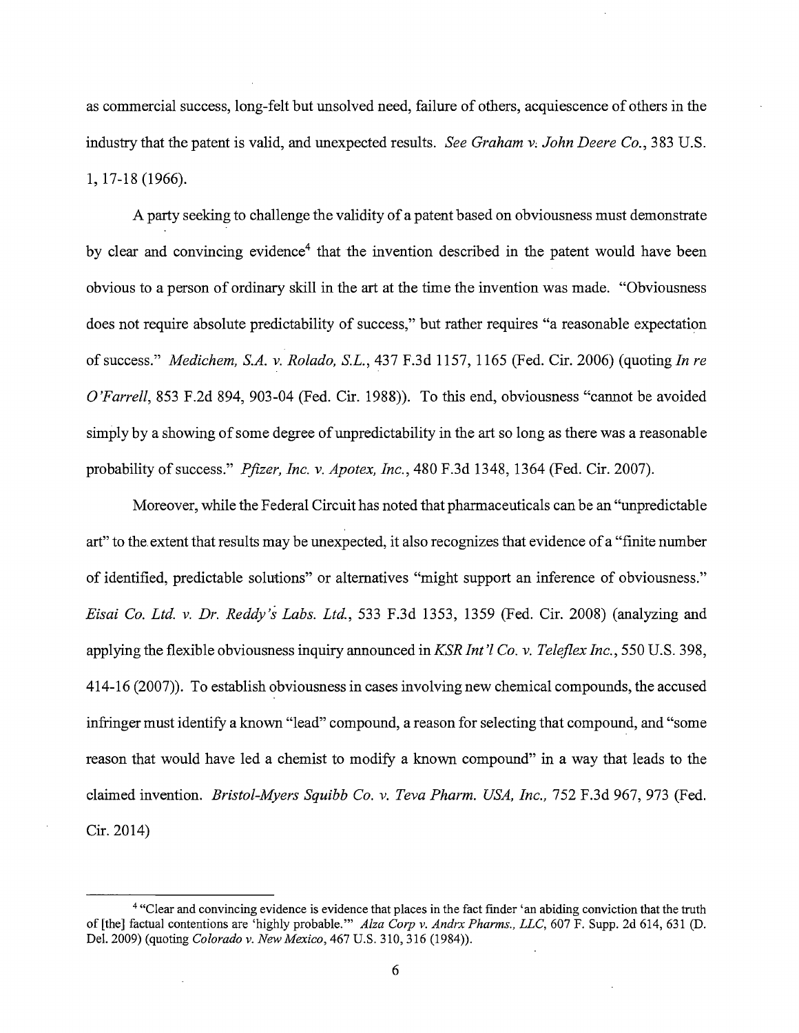as commercial success, long-felt but unsolved need, failure of others, acquiescence of others in the industry that the patent is valid, and unexpected results. *See Graham v. John Deere Co.*, 383 U.S. 1, 17-18 (1966).

A party seeking to challenge the validity of a patent based on obviousness must demonstrate by clear and convincing evidence[4] that the invention described in the patent would have been obvious to a person of ordinary skill in the art at the time the invention was made. "Obviousness does not require absolute predictability of success," but rather requires "a reasonable expectation of success." *Medichem, S.A. v. Rolado, S.L.*, 437 F.3d 1157, 1165 (Fed. Cir. 2006) (quoting *In re O'Farrell*, 853 F.2d 894, 903-04 (Fed. Cir. 1988)). To this end, obviousness "cannot be avoided simply by a showing of some degree of unpredictability in the art so long as there was a reasonable probability of success." *Pfizer, Inc. v. Apotex, Inc.*, 480 F.3d 1348, 1364 (Fed. Cir. 2007).

Moreover, while the Federal Circuit has noted that pharmaceuticals can be an "unpredictable art" to the extent that results may be unexpected, it also recognizes that evidence of a "finite number of identified, predictable solutions" or alternatives "might support an inference of obviousness." *Eisai Co. Ltd. v. Dr. Reddy's Labs. Ltd.*, 533 F.3d 1353, 1359 (Fed. Cir. 2008) (analyzing and applying the flexible obviousness inquiry announced in *KSR Int'l Co. v. Teleflex Inc.*, 550 U.S. 398, 414-16 (2007)). To establish obviousness in cases involving new chemical compounds, the accused infringer must identify a known "lead" compound, a reason for selecting that compound, and "some reason that would have led a chemist to modify a known compound" in a way that leads to the claimed invention. *Bristol-Myers Squibb Co. v. Teva Pharm. USA, Inc.*, 752 F.3d 967, 973 (Fed. Cir. 2014)

---

[4] "Clear and convincing evidence is evidence that places in the fact finder 'an abiding conviction that the truth of [the] factual contentions are 'highly probable.'" *Alza Corp v. Andrx Pharms., LLC*, 607 F. Supp. 2d 614, 631 (D. Del. 2009) (quoting *Colorado v. New Mexico*, 467 U.S. 310, 316 (1984)).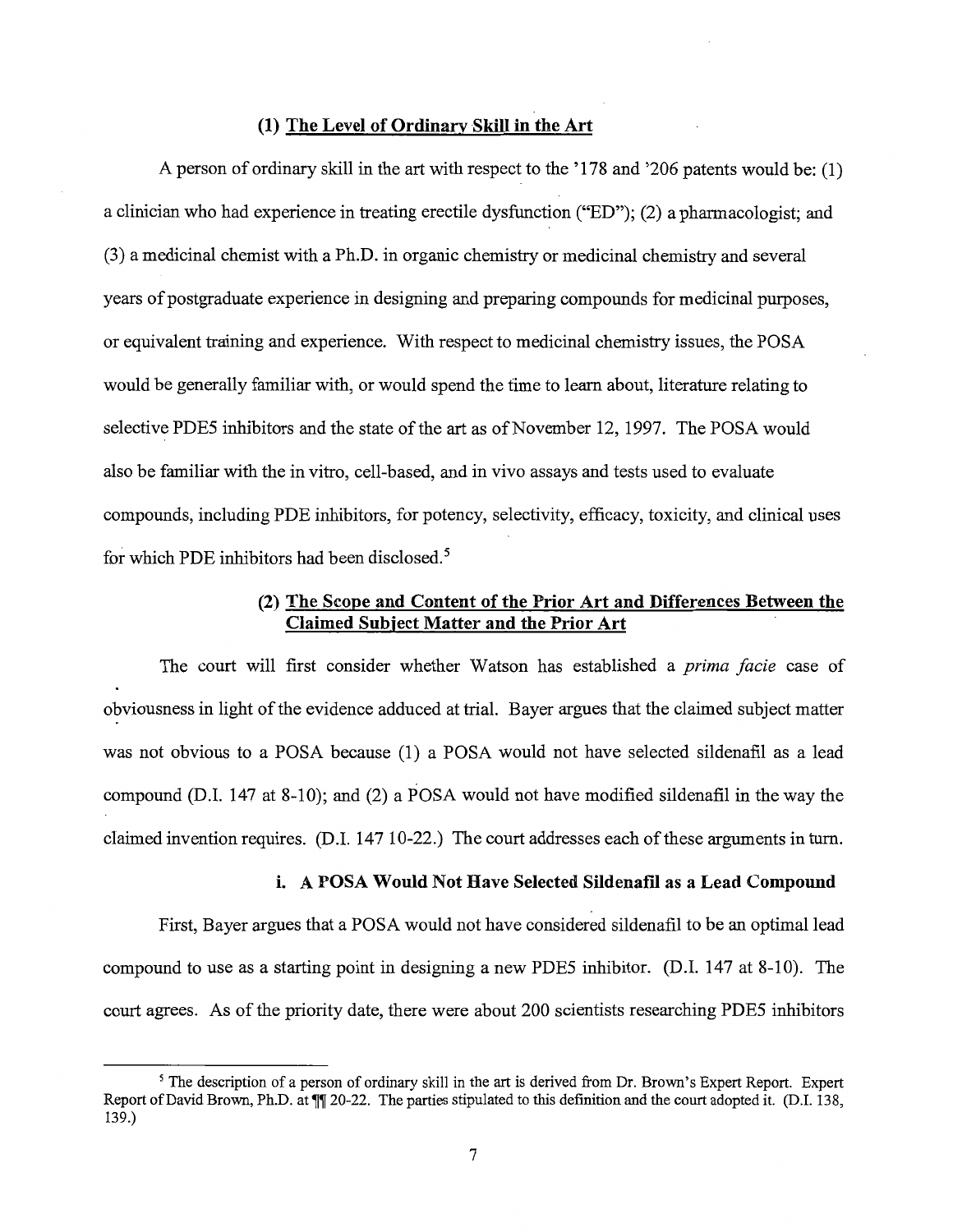### (1) The Level of Ordinary Skill in the Art

A person of ordinary skill in the art with respect to the '178 and '206 patents would be: (1) a clinician who had experience in treating erectile dysfunction ("ED"); (2) a pharmacologist; and (3) a medicinal chemist with a Ph.D. in organic chemistry or medicinal chemistry and several years of postgraduate experience in designing and preparing compounds for medicinal purposes, or equivalent training and experience. With respect to medicinal chemistry issues, the POSA would be generally familiar with, or would spend the time to learn about, literature relating to selective PDE5 inhibitors and the state of the art as of November 12, 1997. The POSA would also be familiar with the in vitro, cell-based, and in vivo assays and tests used to evaluate compounds, including PDE inhibitors, for potency, selectivity, efficacy, toxicity, and clinical uses for which PDE inhibitors had been disclosed.[5]

### (2) The Scope and Content of the Prior Art and Differences Between the Claimed Subject Matter and the Prior Art

The court will first consider whether Watson has established a *prima facie* case of obviousness in light of the evidence adduced at trial. Bayer argues that the claimed subject matter was not obvious to a POSA because (1) a POSA would not have selected sildenafil as a lead compound (D.I. 147 at 8-10); and (2) a POSA would not have modified sildenafil in the way the claimed invention requires. (D.I. 147 10-22.) The court addresses each of these arguments in turn.

#### i. A POSA Would Not Have Selected Sildenafil as a Lead Compound

First, Bayer argues that a POSA would not have considered sildenafil to be an optimal lead compound to use as a starting point in designing a new PDE5 inhibitor. (D.I. 147 at 8-10). The court agrees. As of the priority date, there were about 200 scientists researching PDE5 inhibitors

---

[5] The description of a person of ordinary skill in the art is derived from Dr. Brown's Expert Report. Expert Report of David Brown, Ph.D. at ¶¶ 20-22. The parties stipulated to this definition and the court adopted it. (D.I. 138, 139.)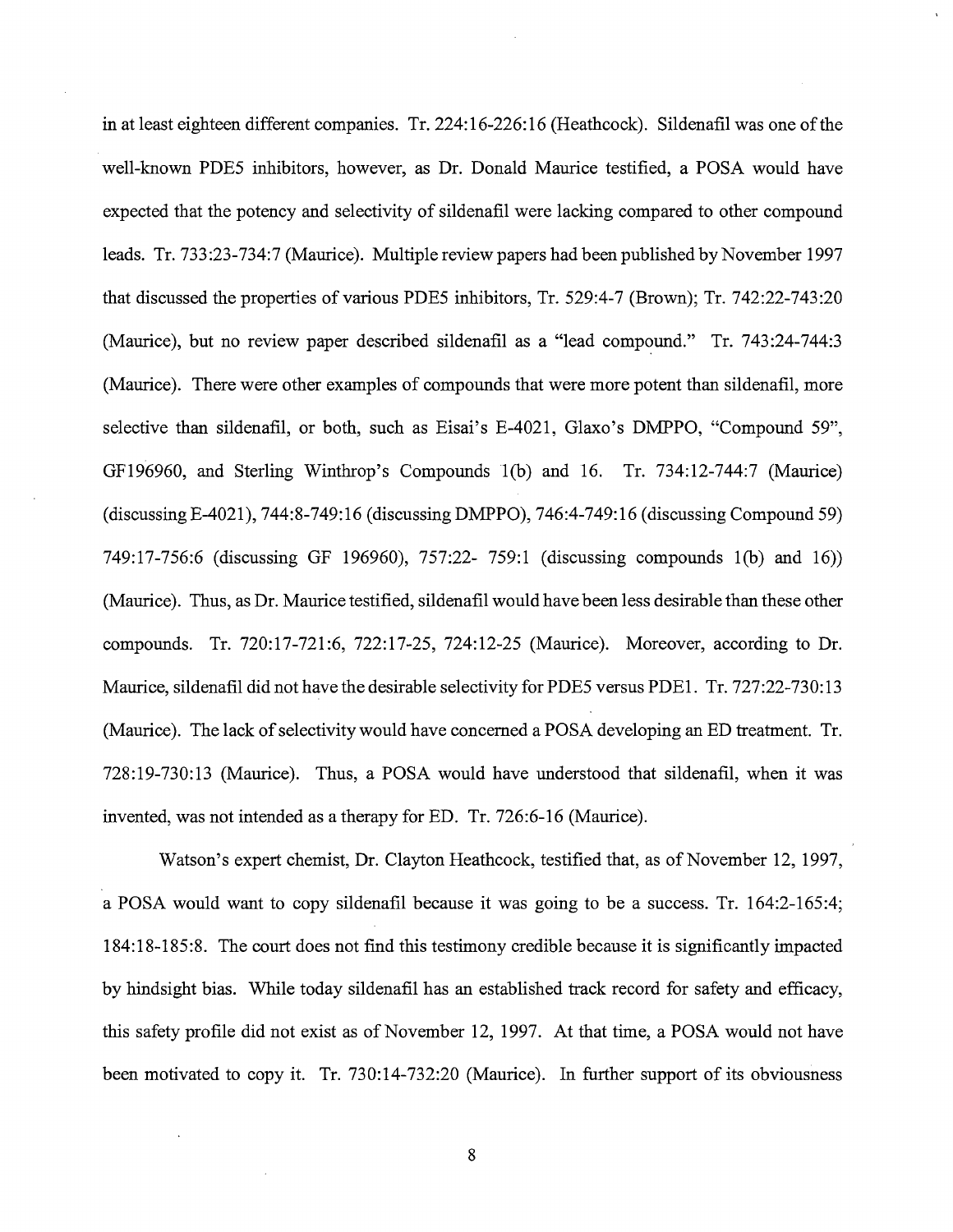in at least eighteen different companies. Tr. 224:16-226:16 (Heathcock). Sildenafil was one of the well-known PDE5 inhibitors, however, as Dr. Donald Maurice testified, a POSA would have expected that the potency and selectivity of sildenafil were lacking compared to other compound leads. Tr. 733:23-734:7 (Maurice). Multiple review papers had been published by November 1997 that discussed the properties of various PDE5 inhibitors, Tr. 529:4-7 (Brown); Tr. 742:22-743:20 (Maurice), but no review paper described sildenafil as a "lead compound." Tr. 743:24-744:3 (Maurice). There were other examples of compounds that were more potent than sildenafil, more selective than sildenafil, or both, such as Eisai's E-4021, Glaxo's DMPPO, "Compound 59", GF196960, and Sterling Winthrop's Compounds 1(b) and 16. Tr. 734:12-744:7 (Maurice) (discussing E-4021), 744:8-749:16 (discussing DMPPO), 746:4-749:16 (discussing Compound 59) 749:17-756:6 (discussing GF 196960), 757:22- 759:1 (discussing compounds 1(b) and 16)) (Maurice). Thus, as Dr. Maurice testified, sildenafil would have been less desirable than these other compounds. Tr. 720:17-721:6, 722:17-25, 724:12-25 (Maurice). Moreover, according to Dr. Maurice, sildenafil did not have the desirable selectivity for PDE5 versus PDE1. Tr. 727:22-730:13 (Maurice). The lack of selectivity would have concerned a POSA developing an ED treatment. Tr. 728:19-730:13 (Maurice). Thus, a POSA would have understood that sildenafil, when it was invented, was not intended as a therapy for ED. Tr. 726:6-16 (Maurice).

Watson's expert chemist, Dr. Clayton Heathcock, testified that, as of November 12, 1997, a POSA would want to copy sildenafil because it was going to be a success. Tr. 164:2-165:4; 184:18-185:8. The court does not find this testimony credible because it is significantly impacted by hindsight bias. While today sildenafil has an established track record for safety and efficacy, this safety profile did not exist as of November 12, 1997. At that time, a POSA would not have been motivated to copy it. Tr. 730:14-732:20 (Maurice). In further support of its obviousness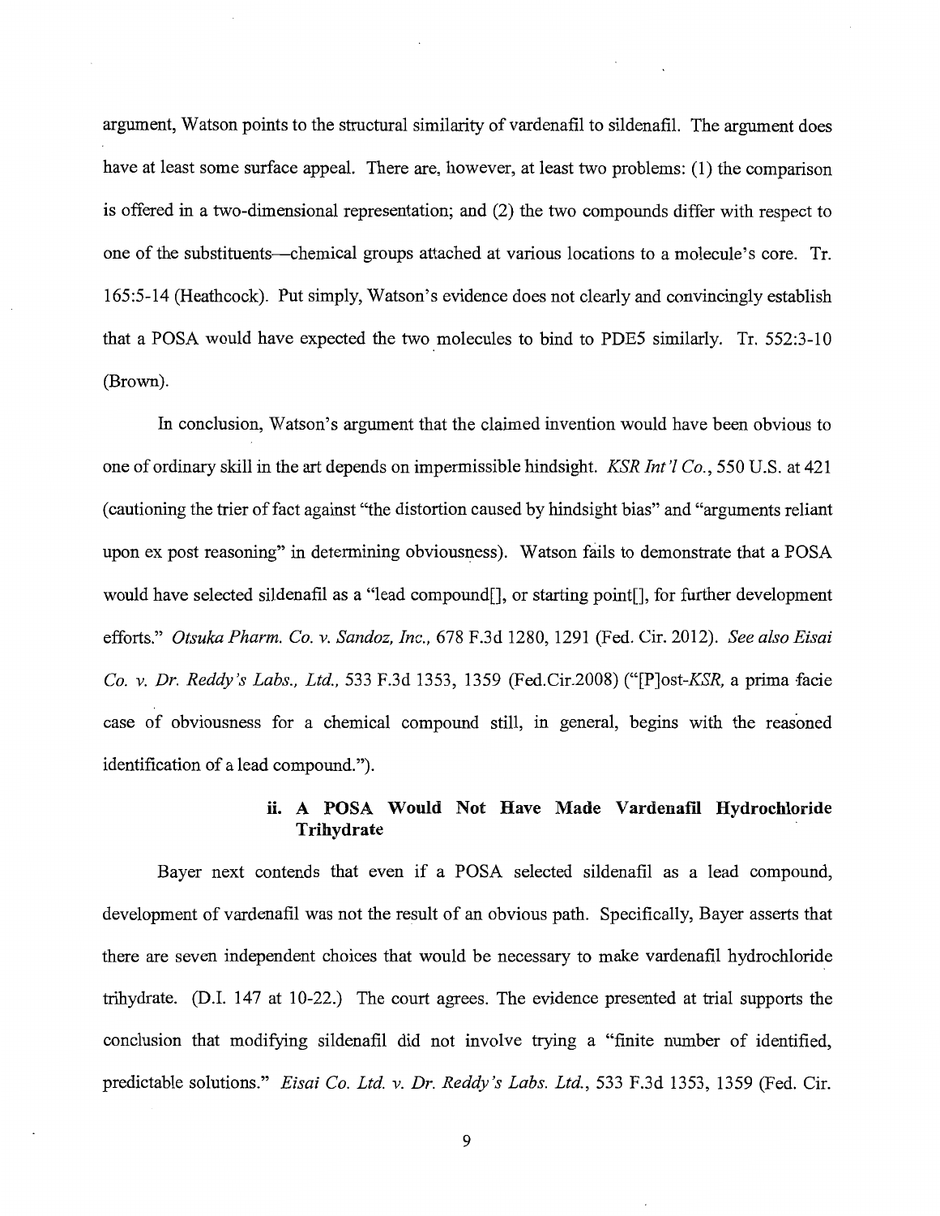argument, Watson points to the structural similarity of vardenafil to sildenafil. The argument does have at least some surface appeal. There are, however, at least two problems: (1) the comparison is offered in a two-dimensional representation; and (2) the two compounds differ with respect to one of the substituents—chemical groups attached at various locations to a molecule's core. Tr. 165:5-14 (Heathcock). Put simply, Watson's evidence does not clearly and convincingly establish that a POSA would have expected the two molecules to bind to PDE5 similarly. Tr. 552:3-10 (Brown).

In conclusion, Watson's argument that the claimed invention would have been obvious to one of ordinary skill in the art depends on impermissible hindsight. *KSR Int'l Co.*, 550 U.S. at 421 (cautioning the trier of fact against "the distortion caused by hindsight bias" and "arguments reliant upon ex post reasoning" in determining obviousness). Watson fails to demonstrate that a POSA would have selected sildenafil as a "lead compound[], or starting point[], for further development efforts." *Otsuka Pharm. Co. v. Sandoz, Inc.*, 678 F.3d 1280, 1291 (Fed. Cir. 2012). *See also Eisai Co. v. Dr. Reddy's Labs., Ltd.*, 533 F.3d 1353, 1359 (Fed.Cir.2008) ("[P]ost-*KSR*, a prima facie case of obviousness for a chemical compound still, in general, begins with the reasoned identification of a lead compound.").

### ii. A POSA Would Not Have Made Vardenafil Hydrochloride Trihydrate

Bayer next contends that even if a POSA selected sildenafil as a lead compound, development of vardenafil was not the result of an obvious path. Specifically, Bayer asserts that there are seven independent choices that would be necessary to make vardenafil hydrochloride trihydrate. (D.I. 147 at 10-22.) The court agrees. The evidence presented at trial supports the conclusion that modifying sildenafil did not involve trying a "finite number of identified, predictable solutions." *Eisai Co. Ltd. v. Dr. Reddy's Labs. Ltd.*, 533 F.3d 1353, 1359 (Fed. Cir.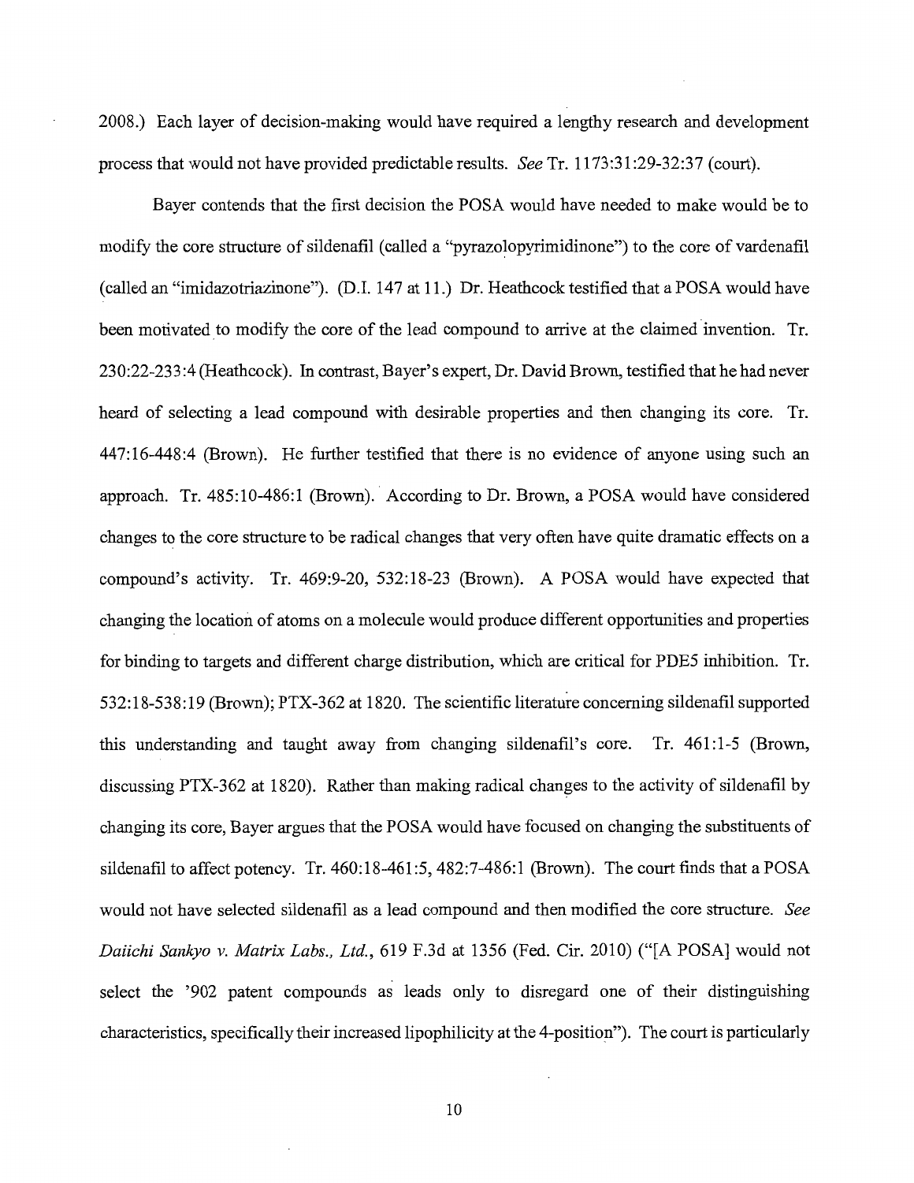2008.) Each layer of decision-making would have required a lengthy research and development process that would not have provided predictable results. *See* Tr. 1173:31:29-32:37 (court).

Bayer contends that the first decision the POSA would have needed to make would be to modify the core structure of sildenafil (called a "pyrazolopyrimidinone") to the core of vardenafil (called an "imidazotriazinone"). (D.I. 147 at 11.) Dr. Heathcock testified that a POSA would have been motivated to modify the core of the lead compound to arrive at the claimed invention. Tr. 230:22-233:4 (Heathcock). In contrast, Bayer's expert, Dr. David Brown, testified that he had never heard of selecting a lead compound with desirable properties and then changing its core. Tr. 447:16-448:4 (Brown). He further testified that there is no evidence of anyone using such an approach. Tr. 485:10-486:1 (Brown). According to Dr. Brown, a POSA would have considered changes to the core structure to be radical changes that very often have quite dramatic effects on a compound's activity. Tr. 469:9-20, 532:18-23 (Brown). A POSA would have expected that changing the location of atoms on a molecule would produce different opportunities and properties for binding to targets and different charge distribution, which are critical for PDE5 inhibition. Tr. 532:18-538:19 (Brown); PTX-362 at 1820. The scientific literature concerning sildenafil supported this understanding and taught away from changing sildenafil's core. Tr. 461:1-5 (Brown, discussing PTX-362 at 1820). Rather than making radical changes to the activity of sildenafil by changing its core, Bayer argues that the POSA would have focused on changing the substituents of sildenafil to affect potency. Tr. 460:18-461:5, 482:7-486:1 (Brown). The court finds that a POSA would not have selected sildenafil as a lead compound and then modified the core structure. *See Daiichi Sankyo v. Matrix Labs., Ltd.*, 619 F.3d at 1356 (Fed. Cir. 2010) ("[A POSA] would not select the '902 patent compounds as leads only to disregard one of their distinguishing characteristics, specifically their increased lipophilicity at the 4-position"). The court is particularly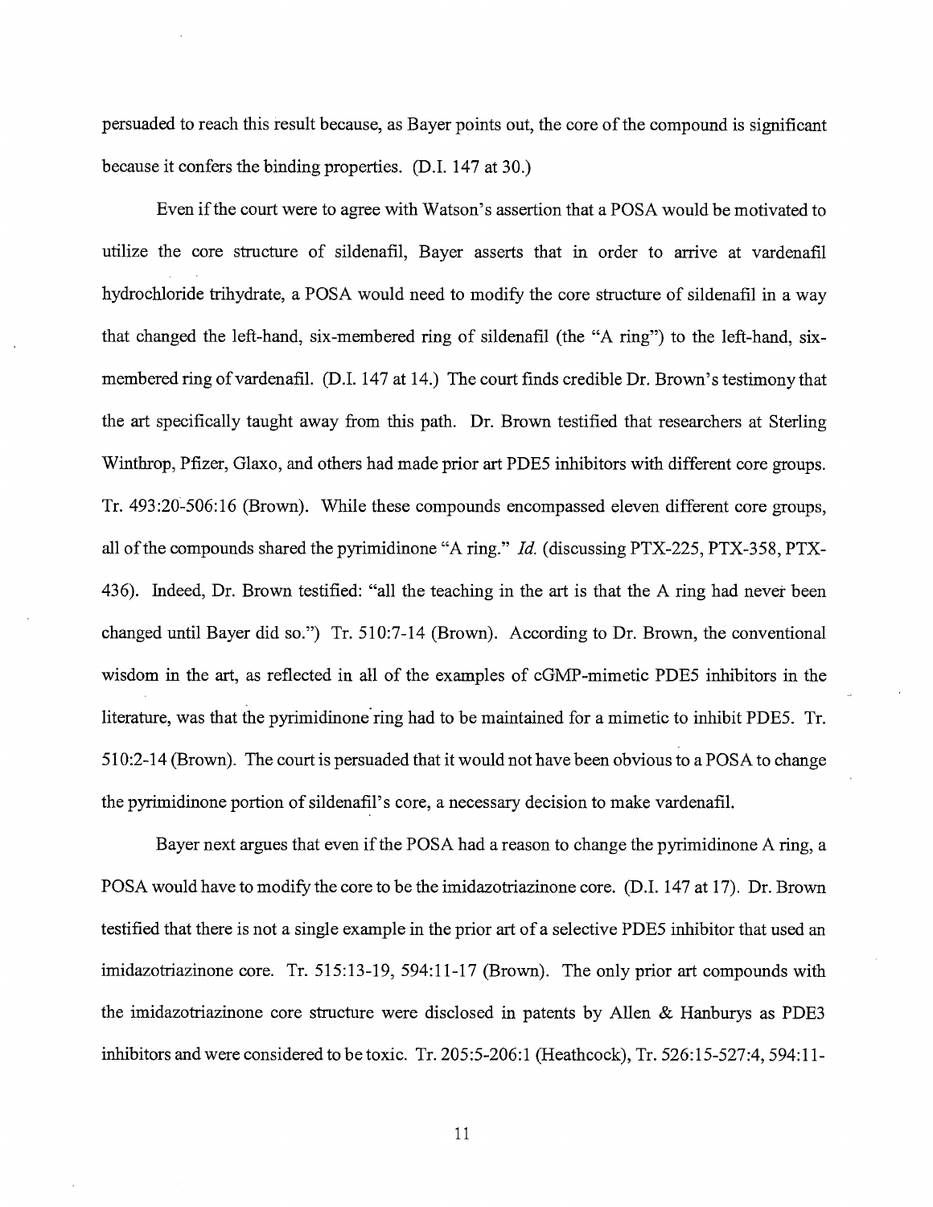persuaded to reach this result because, as Bayer points out, the core of the compound is significant because it confers the binding properties. (D.I. 147 at 30.)

Even if the court were to agree with Watson's assertion that a POSA would be motivated to utilize the core structure of sildenafil, Bayer asserts that in order to arrive at vardenafil hydrochloride trihydrate, a POSA would need to modify the core structure of sildenafil in a way that changed the left-hand, six-membered ring of sildenafil (the "A ring") to the left-hand, six-membered ring of vardenafil. (D.I. 147 at 14.) The court finds credible Dr. Brown's testimony that the art specifically taught away from this path. Dr. Brown testified that researchers at Sterling Winthrop, Pfizer, Glaxo, and others had made prior art PDE5 inhibitors with different core groups. Tr. 493:20-506:16 (Brown). While these compounds encompassed eleven different core groups, all of the compounds shared the pyrimidinone "A ring." *Id.* (discussing PTX-225, PTX-358, PTX-436). Indeed, Dr. Brown testified: "all the teaching in the art is that the A ring had never been changed until Bayer did so.") Tr. 510:7-14 (Brown). According to Dr. Brown, the conventional wisdom in the art, as reflected in all of the examples of cGMP-mimetic PDE5 inhibitors in the literature, was that the pyrimidinone ring had to be maintained for a mimetic to inhibit PDE5. Tr. 510:2-14 (Brown). The court is persuaded that it would not have been obvious to a POSA to change the pyrimidinone portion of sildenafil's core, a necessary decision to make vardenafil.

Bayer next argues that even if the POSA had a reason to change the pyrimidinone A ring, a POSA would have to modify the core to be the imidazotriazinone core. (D.I. 147 at 17). Dr. Brown testified that there is not a single example in the prior art of a selective PDE5 inhibitor that used an imidazotriazinone core. Tr. 515:13-19, 594:11-17 (Brown). The only prior art compounds with the imidazotriazinone core structure were disclosed in patents by Allen & Hanburys as PDE3 inhibitors and were considered to be toxic. Tr. 205:5-206:1 (Heathcock), Tr. 526:15-527:4, 594:11-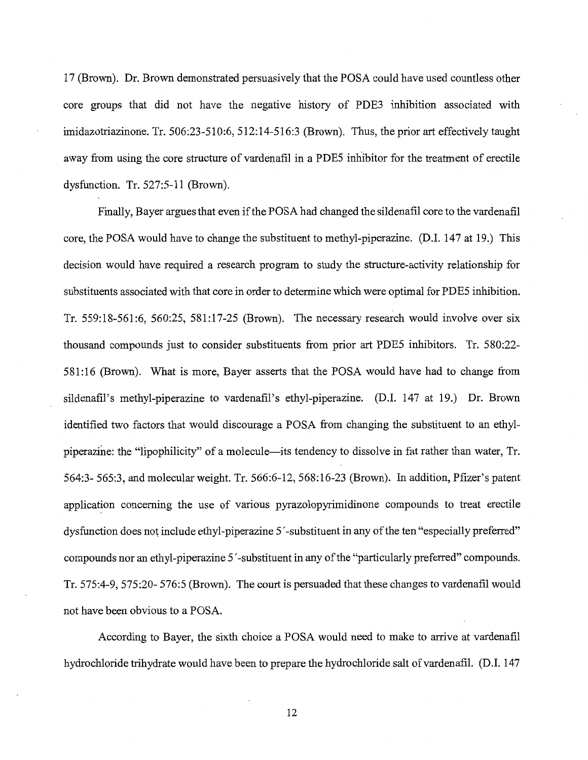17 (Brown). Dr. Brown demonstrated persuasively that the POSA could have used countless other core groups that did not have the negative history of PDE3 inhibition associated with imidazotriazinone. Tr. 506:23-510:6, 512:14-516:3 (Brown). Thus, the prior art effectively taught away from using the core structure of vardenafil in a PDE5 inhibitor for the treatment of erectile dysfunction. Tr. 527:5-11 (Brown).

Finally, Bayer argues that even if the POSA had changed the sildenafil core to the vardenafil core, the POSA would have to change the substituent to methyl-piperazine. (D.I. 147 at 19.) This decision would have required a research program to study the structure-activity relationship for substituents associated with that core in order to determine which were optimal for PDE5 inhibition. Tr. 559:18-561:6, 560:25, 581:17-25 (Brown). The necessary research would involve over six thousand compounds just to consider substituents from prior art PDE5 inhibitors. Tr. 580:22-581:16 (Brown). What is more, Bayer asserts that the POSA would have had to change from sildenafil's methyl-piperazine to vardenafil's ethyl-piperazine. (D.I. 147 at 19.) Dr. Brown identified two factors that would discourage a POSA from changing the substituent to an ethyl-piperazine: the "lipophilicity" of a molecule—its tendency to dissolve in fat rather than water, Tr. 564:3- 565:3, and molecular weight. Tr. 566:6-12, 568:16-23 (Brown). In addition, Pfizer's patent application concerning the use of various pyrazolopyrimidinone compounds to treat erectile dysfunction does not include ethyl-piperazine 5′-substituent in any of the ten "especially preferred" compounds nor an ethyl-piperazine 5′-substituent in any of the "particularly preferred" compounds. Tr. 575:4-9, 575:20- 576:5 (Brown). The court is persuaded that these changes to vardenafil would not have been obvious to a POSA.

According to Bayer, the sixth choice a POSA would need to make to arrive at vardenafil hydrochloride trihydrate would have been to prepare the hydrochloride salt of vardenafil. (D.I. 147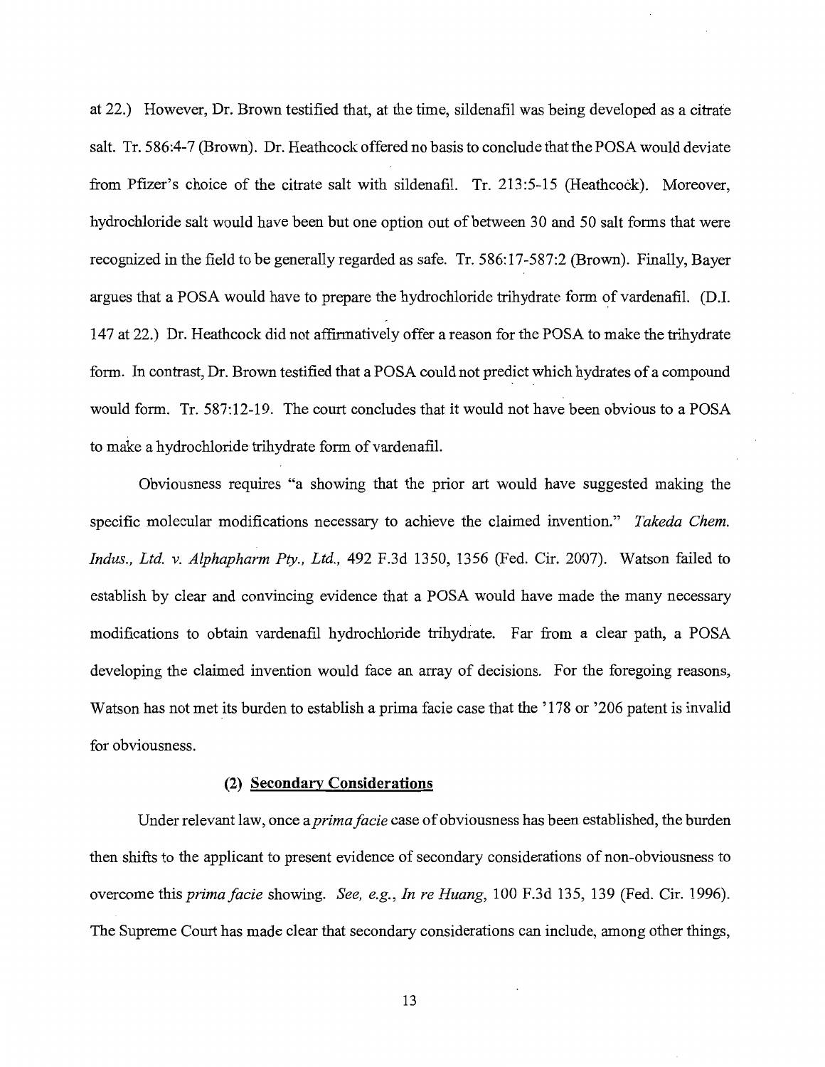at 22.) However, Dr. Brown testified that, at the time, sildenafil was being developed as a citrate salt. Tr. 586:4-7 (Brown). Dr. Heathcock offered no basis to conclude that the POSA would deviate from Pfizer's choice of the citrate salt with sildenafil. Tr. 213:5-15 (Heathcock). Moreover, hydrochloride salt would have been but one option out of between 30 and 50 salt forms that were recognized in the field to be generally regarded as safe. Tr. 586:17-587:2 (Brown). Finally, Bayer argues that a POSA would have to prepare the hydrochloride trihydrate form of vardenafil. (D.I. 147 at 22.) Dr. Heathcock did not affirmatively offer a reason for the POSA to make the trihydrate form. In contrast, Dr. Brown testified that a POSA could not predict which hydrates of a compound would form. Tr. 587:12-19. The court concludes that it would not have been obvious to a POSA to make a hydrochloride trihydrate form of vardenafil.

Obviousness requires "a showing that the prior art would have suggested making the specific molecular modifications necessary to achieve the claimed invention." *Takeda Chem. Indus., Ltd. v. Alphapharm Pty., Ltd.*, 492 F.3d 1350, 1356 (Fed. Cir. 2007). Watson failed to establish by clear and convincing evidence that a POSA would have made the many necessary modifications to obtain vardenafil hydrochloride trihydrate. Far from a clear path, a POSA developing the claimed invention would face an array of decisions. For the foregoing reasons, Watson has not met its burden to establish a prima facie case that the '178 or '206 patent is invalid for obviousness.

**(2) Secondary Considerations**

Under relevant law, once a *prima facie* case of obviousness has been established, the burden then shifts to the applicant to present evidence of secondary considerations of non-obviousness to overcome this *prima facie* showing. *See, e.g.*, *In re Huang*, 100 F.3d 135, 139 (Fed. Cir. 1996). The Supreme Court has made clear that secondary considerations can include, among other things,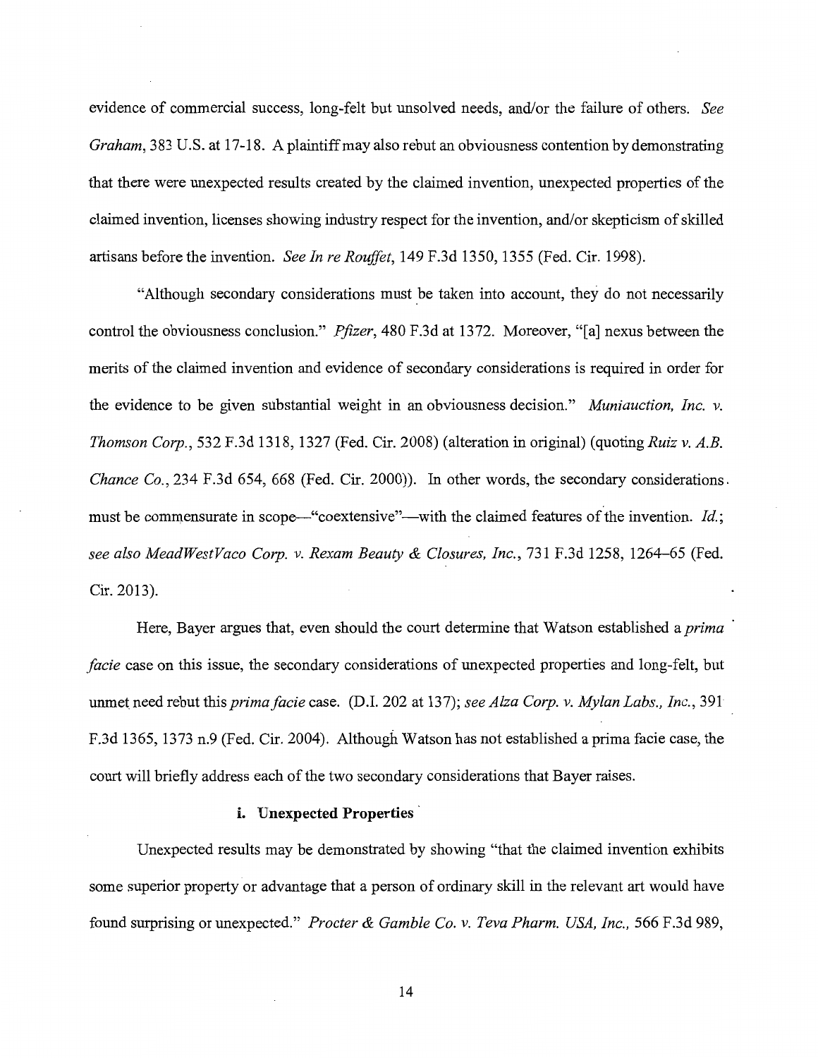evidence of commercial success, long-felt but unsolved needs, and/or the failure of others. *See Graham*, 383 U.S. at 17-18. A plaintiff may also rebut an obviousness contention by demonstrating that there were unexpected results created by the claimed invention, unexpected properties of the claimed invention, licenses showing industry respect for the invention, and/or skepticism of skilled artisans before the invention. *See In re Rouffet*, 149 F.3d 1350, 1355 (Fed. Cir. 1998).

"Although secondary considerations must be taken into account, they do not necessarily control the obviousness conclusion." *Pfizer*, 480 F.3d at 1372. Moreover, "[a] nexus between the merits of the claimed invention and evidence of secondary considerations is required in order for the evidence to be given substantial weight in an obviousness decision." *Muniauction, Inc. v. Thomson Corp.*, 532 F.3d 1318, 1327 (Fed. Cir. 2008) (alteration in original) (quoting *Ruiz v. A.B. Chance Co.*, 234 F.3d 654, 668 (Fed. Cir. 2000)). In other words, the secondary considerations must be commensurate in scope—"coextensive"—with the claimed features of the invention. *Id.*; *see also MeadWestVaco Corp. v. Rexam Beauty & Closures, Inc.*, 731 F.3d 1258, 1264–65 (Fed. Cir. 2013).

Here, Bayer argues that, even should the court determine that Watson established a *prima facie* case on this issue, the secondary considerations of unexpected properties and long-felt, but unmet need rebut this *prima facie* case. (D.I. 202 at 137); *see Alza Corp. v. Mylan Labs., Inc.*, 391 F.3d 1365, 1373 n.9 (Fed. Cir. 2004). Although Watson has not established a prima facie case, the court will briefly address each of the two secondary considerations that Bayer raises.

**i. Unexpected Properties**

Unexpected results may be demonstrated by showing "that the claimed invention exhibits some superior property or advantage that a person of ordinary skill in the relevant art would have found surprising or unexpected." *Procter & Gamble Co. v. Teva Pharm. USA, Inc.*, 566 F.3d 989,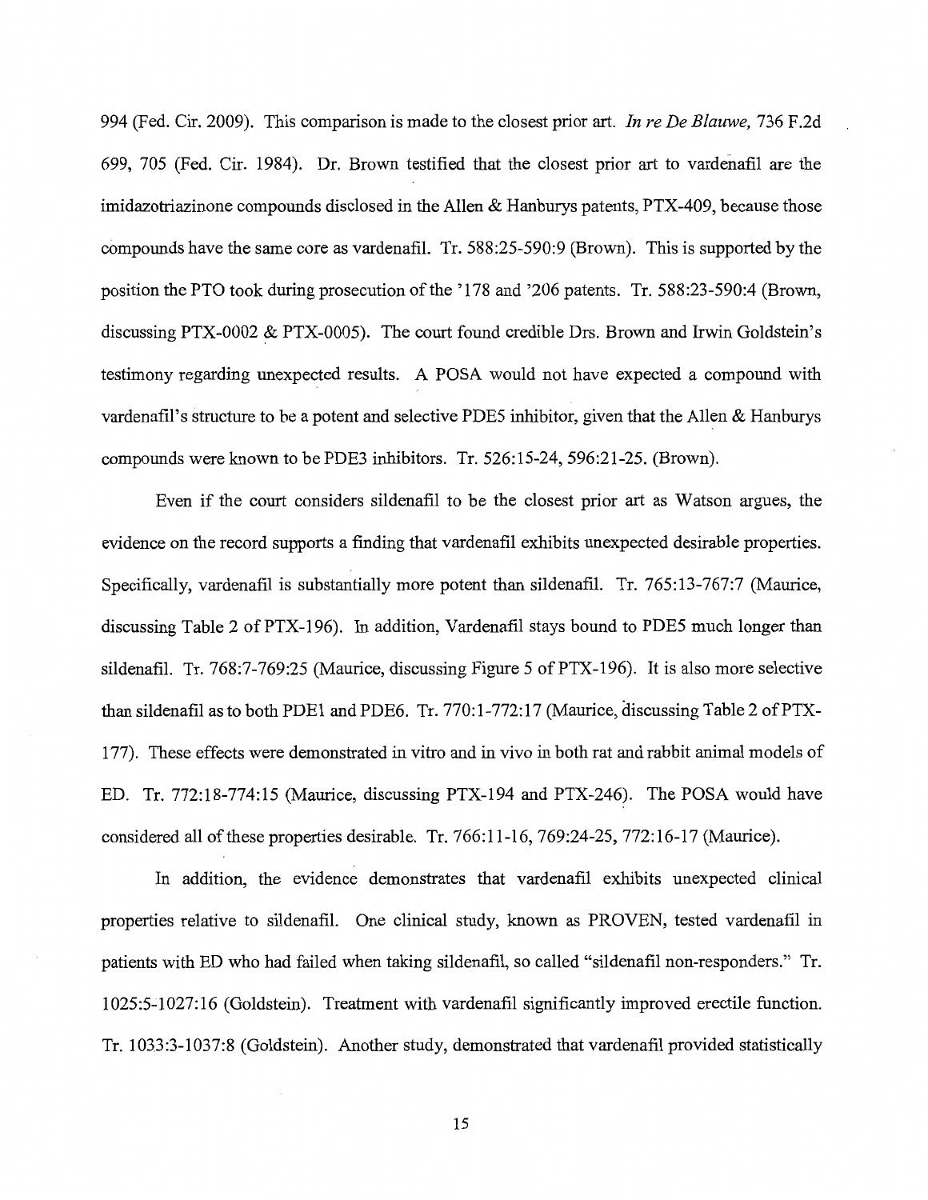994 (Fed. Cir. 2009). This comparison is made to the closest prior art. *In re De Blauwe,* 736 F.2d 699, 705 (Fed. Cir. 1984). Dr. Brown testified that the closest prior art to vardenafil are the imidazotriazinone compounds disclosed in the Allen & Hanburys patents, PTX-409, because those compounds have the same core as vardenafil. Tr. 588:25-590:9 (Brown). This is supported by the position the PTO took during prosecution of the '178 and '206 patents. Tr. 588:23-590:4 (Brown, discussing PTX-0002 & PTX-0005). The court found credible Drs. Brown and Irwin Goldstein's testimony regarding unexpected results. A POSA would not have expected a compound with vardenafil's structure to be a potent and selective PDE5 inhibitor, given that the Allen & Hanburys compounds were known to be PDE3 inhibitors. Tr. 526:15-24, 596:21-25. (Brown).

Even if the court considers sildenafil to be the closest prior art as Watson argues, the evidence on the record supports a finding that vardenafil exhibits unexpected desirable properties. Specifically, vardenafil is substantially more potent than sildenafil. Tr. 765:13-767:7 (Maurice, discussing Table 2 of PTX-196). In addition, Vardenafil stays bound to PDE5 much longer than sildenafil. Tr. 768:7-769:25 (Maurice, discussing Figure 5 of PTX-196). It is also more selective than sildenafil as to both PDE1 and PDE6. Tr. 770:1-772:17 (Maurice, discussing Table 2 of PTX-177). These effects were demonstrated in vitro and in vivo in both rat and rabbit animal models of ED. Tr. 772:18-774:15 (Maurice, discussing PTX-194 and PTX-246). The POSA would have considered all of these properties desirable. Tr. 766:11-16, 769:24-25, 772:16-17 (Maurice).

In addition, the evidence demonstrates that vardenafil exhibits unexpected clinical properties relative to sildenafil. One clinical study, known as PROVEN, tested vardenafil in patients with ED who had failed when taking sildenafil, so called "sildenafil non-responders." Tr. 1025:5-1027:16 (Goldstein). Treatment with vardenafil significantly improved erectile function. Tr. 1033:3-1037:8 (Goldstein). Another study, demonstrated that vardenafil provided statistically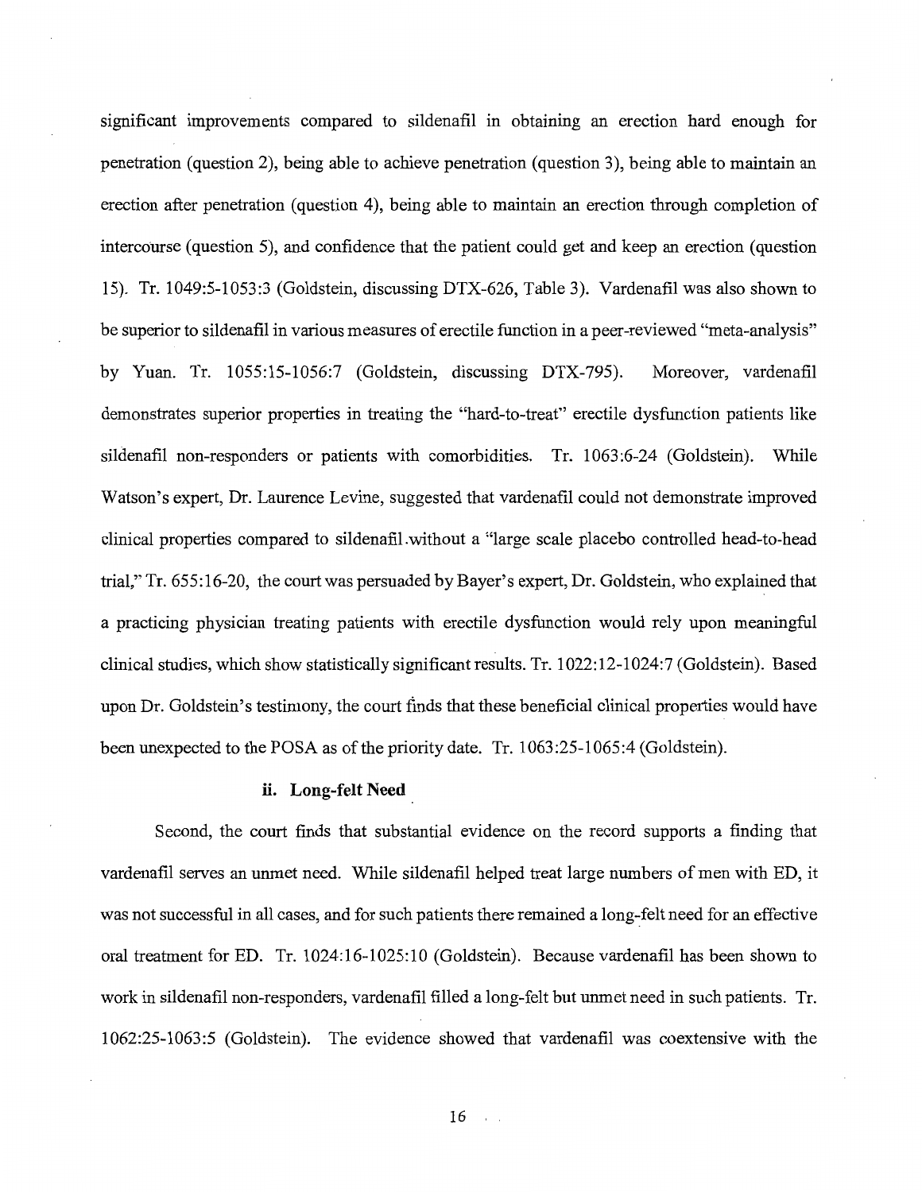significant improvements compared to sildenafil in obtaining an erection hard enough for penetration (question 2), being able to achieve penetration (question 3), being able to maintain an erection after penetration (question 4), being able to maintain an erection through completion of intercourse (question 5), and confidence that the patient could get and keep an erection (question 15). Tr. 1049:5-1053:3 (Goldstein, discussing DTX-626, Table 3). Vardenafil was also shown to be superior to sildenafil in various measures of erectile function in a peer-reviewed "meta-analysis" by Yuan. Tr. 1055:15-1056:7 (Goldstein, discussing DTX-795). Moreover, vardenafil demonstrates superior properties in treating the "hard-to-treat" erectile dysfunction patients like sildenafil non-responders or patients with comorbidities. Tr. 1063:6-24 (Goldstein). While Watson's expert, Dr. Laurence Levine, suggested that vardenafil could not demonstrate improved clinical properties compared to sildenafil without a "large scale placebo controlled head-to-head trial," Tr. 655:16-20, the court was persuaded by Bayer's expert, Dr. Goldstein, who explained that a practicing physician treating patients with erectile dysfunction would rely upon meaningful clinical studies, which show statistically significant results. Tr. 1022:12-1024:7 (Goldstein). Based upon Dr. Goldstein's testimony, the court finds that these beneficial clinical properties would have been unexpected to the POSA as of the priority date. Tr. 1063:25-1065:4 (Goldstein).

#### ii. Long-felt Need

Second, the court finds that substantial evidence on the record supports a finding that vardenafil serves an unmet need. While sildenafil helped treat large numbers of men with ED, it was not successful in all cases, and for such patients there remained a long-felt need for an effective oral treatment for ED. Tr. 1024:16-1025:10 (Goldstein). Because vardenafil has been shown to work in sildenafil non-responders, vardenafil filled a long-felt but unmet need in such patients. Tr. 1062:25-1063:5 (Goldstein). The evidence showed that vardenafil was coextensive with the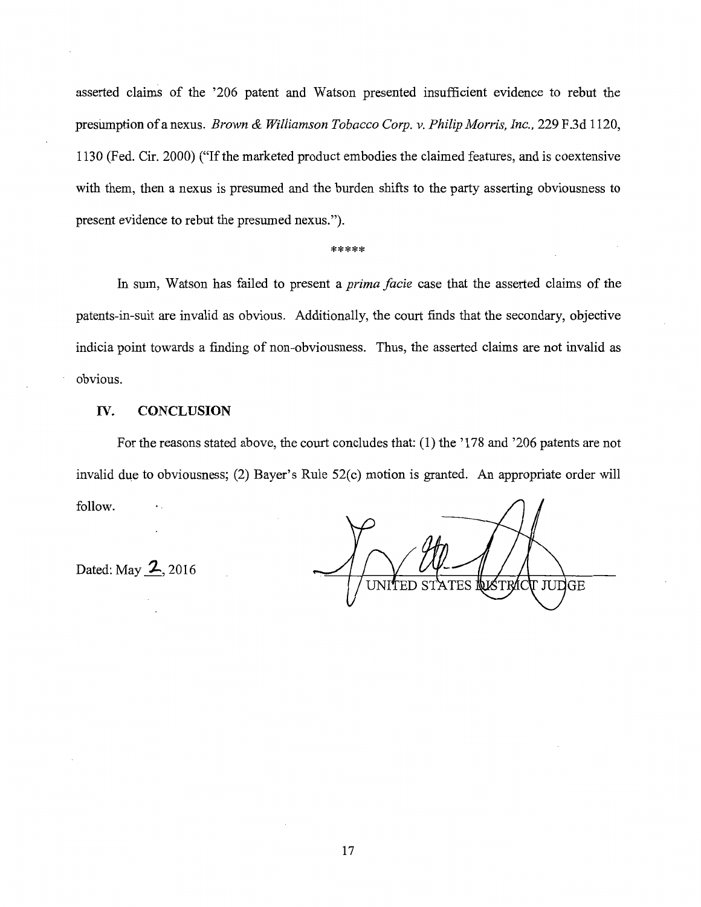asserted claims of the '206 patent and Watson presented insufficient evidence to rebut the presumption of a nexus. *Brown & Williamson Tobacco Corp. v. Philip Morris, Inc.*, 229 F.3d 1120, 1130 (Fed. Cir. 2000) ("If the marketed product embodies the claimed features, and is coextensive with them, then a nexus is presumed and the burden shifts to the party asserting obviousness to present evidence to rebut the presumed nexus.").

*****

In sum, Watson has failed to present a *prima facie* case that the asserted claims of the patents-in-suit are invalid as obvious. Additionally, the court finds that the secondary, objective indicia point towards a finding of non-obviousness. Thus, the asserted claims are not invalid as obvious.

## IV. CONCLUSION

For the reasons stated above, the court concludes that: (1) the '178 and '206 patents are not invalid due to obviousness; (2) Bayer's Rule 52(c) motion is granted. An appropriate order will follow.

Dated: May 2, 2016

UNITED STATES DISTRICT JUDGE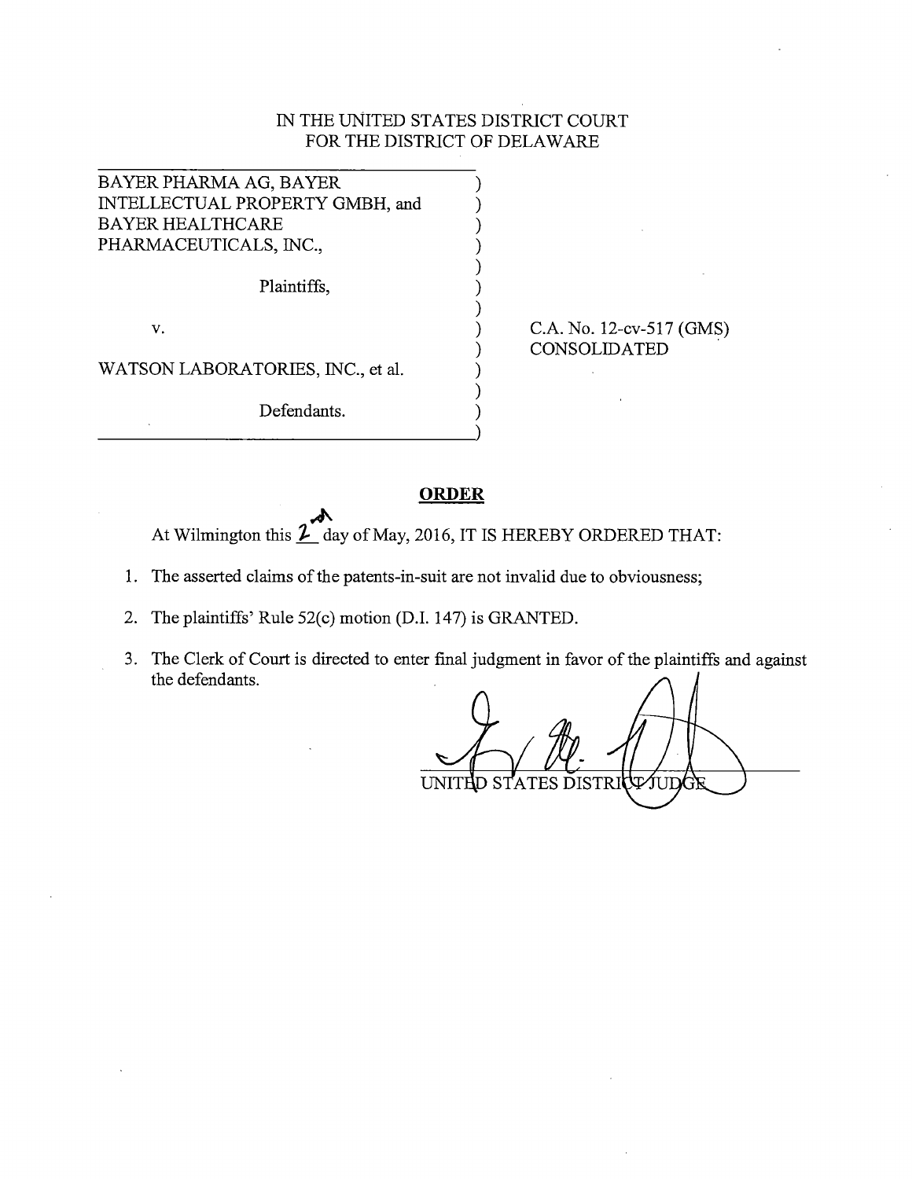IN THE UNITED STATES DISTRICT COURT
FOR THE DISTRICT OF DELAWARE

| | |
|---|---|
| BAYER PHARMA AG, BAYER INTELLECTUAL PROPERTY GMBH, and BAYER HEALTHCARE PHARMACEUTICALS, INC., | |
| Plaintiffs, | |
| v. | C.A. No. 12-cv-517 (GMS) CONSOLIDATED |
| WATSON LABORATORIES, INC., et al. | |
| Defendants. | |

## ORDER

At Wilmington this 2nd day of May, 2016, IT IS HEREBY ORDERED THAT:

1. The asserted claims of the patents-in-suit are not invalid due to obviousness;
2. The plaintiffs' Rule 52(c) motion (D.I. 147) is GRANTED.
3. The Clerk of Court is directed to enter final judgment in favor of the plaintiffs and against the defendants.

UNITED STATES DISTRICT JUDGE